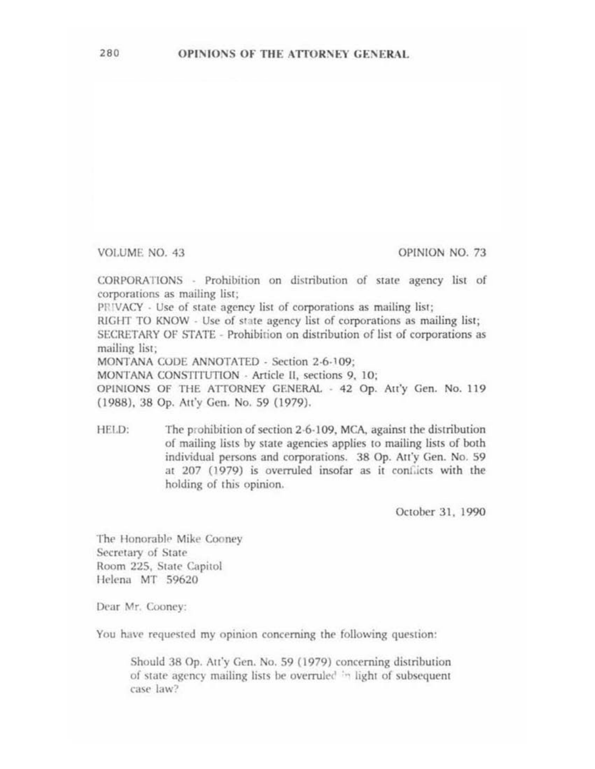VOLUME NO. 43

OPINION NO. 73

CORPORATIONS - Prohibition on distribution of state agency list of corporations as mailing list;
PRIVACY - Use of state agency list of corporations as mailing list;
RIGHT TO KNOW - Use of state agency list of corporations as mailing list;
SECRETARY OF STATE - Prohibition on distribution of list of corporations as mailing list;
MONTANA CODE ANNOTATED - Section 2-6-109;
MONTANA CONSTITUTION - Article II, sections 9, 10;
OPINIONS OF THE ATTORNEY GENERAL - 42 Op. Att'y Gen. No. 119 (1988), 38 Op. Att'y Gen. No. 59 (1979).

HELD: The prohibition of section 2-6-109, MCA, against the distribution of mailing lists by state agencies applies to mailing lists of both individual persons and corporations. 38 Op. Att'y Gen. No. 59 at 207 (1979) is overruled insofar as it conflicts with the holding of this opinion.

October 31, 1990

The Honorable Mike Cooney
Secretary of State
Room 225, State Capitol
Helena MT 59620

Dear Mr. Cooney:

You have requested my opinion concerning the following question:

> Should 38 Op. Att'y Gen. No. 59 (1979) concerning distribution of state agency mailing lists be overruled in light of subsequent case law?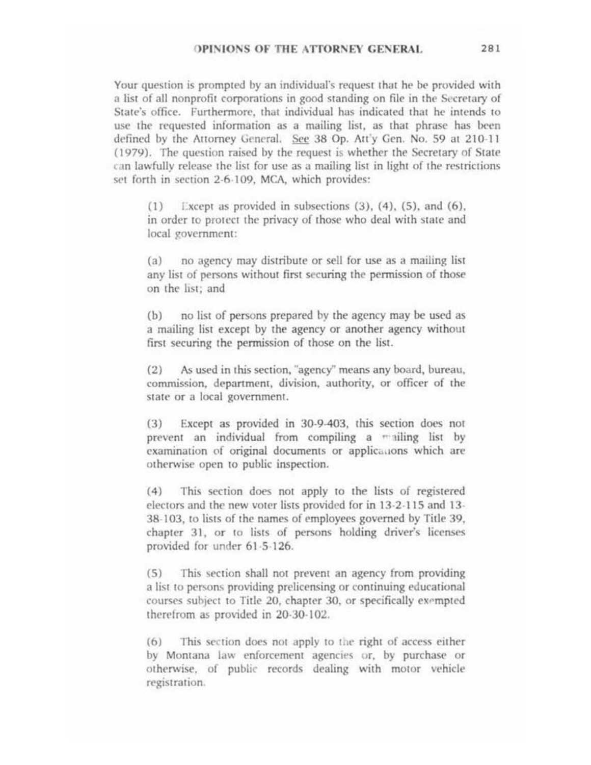Your question is prompted by an individual's request that he be provided with a list of all nonprofit corporations in good standing on file in the Secretary of State's office. Furthermore, that individual has indicated that he intends to use the requested information as a mailing list, as that phrase has been defined by the Attorney General. See 38 Op. Att'y Gen. No. 59 at 210-11 (1979). The question raised by the request is whether the Secretary of State can lawfully release the list for use as a mailing list in light of the restrictions set forth in section 2-6-109, MCA, which provides:

> (1) Except as provided in subsections (3), (4), (5), and (6), in order to protect the privacy of those who deal with state and local government:
>
> (a) no agency may distribute or sell for use as a mailing list any list of persons without first securing the permission of those on the list; and
>
> (b) no list of persons prepared by the agency may be used as a mailing list except by the agency or another agency without first securing the permission of those on the list.
>
> (2) As used in this section, "agency" means any board, bureau, commission, department, division, authority, or officer of the state or a local government.
>
> (3) Except as provided in 30-9-403, this section does not prevent an individual from compiling a mailing list by examination of original documents or applications which are otherwise open to public inspection.
>
> (4) This section does not apply to the lists of registered electors and the new voter lists provided for in 13-2-115 and 13-38-103, to lists of the names of employees governed by Title 39, chapter 31, or to lists of persons holding driver's licenses provided for under 61-5-126.
>
> (5) This section shall not prevent an agency from providing a list to persons providing prelicensing or continuing educational courses subject to Title 20, chapter 30, or specifically exempted therefrom as provided in 20-30-102.
>
> (6) This section does not apply to the right of access either by Montana law enforcement agencies or, by purchase or otherwise, of public records dealing with motor vehicle registration.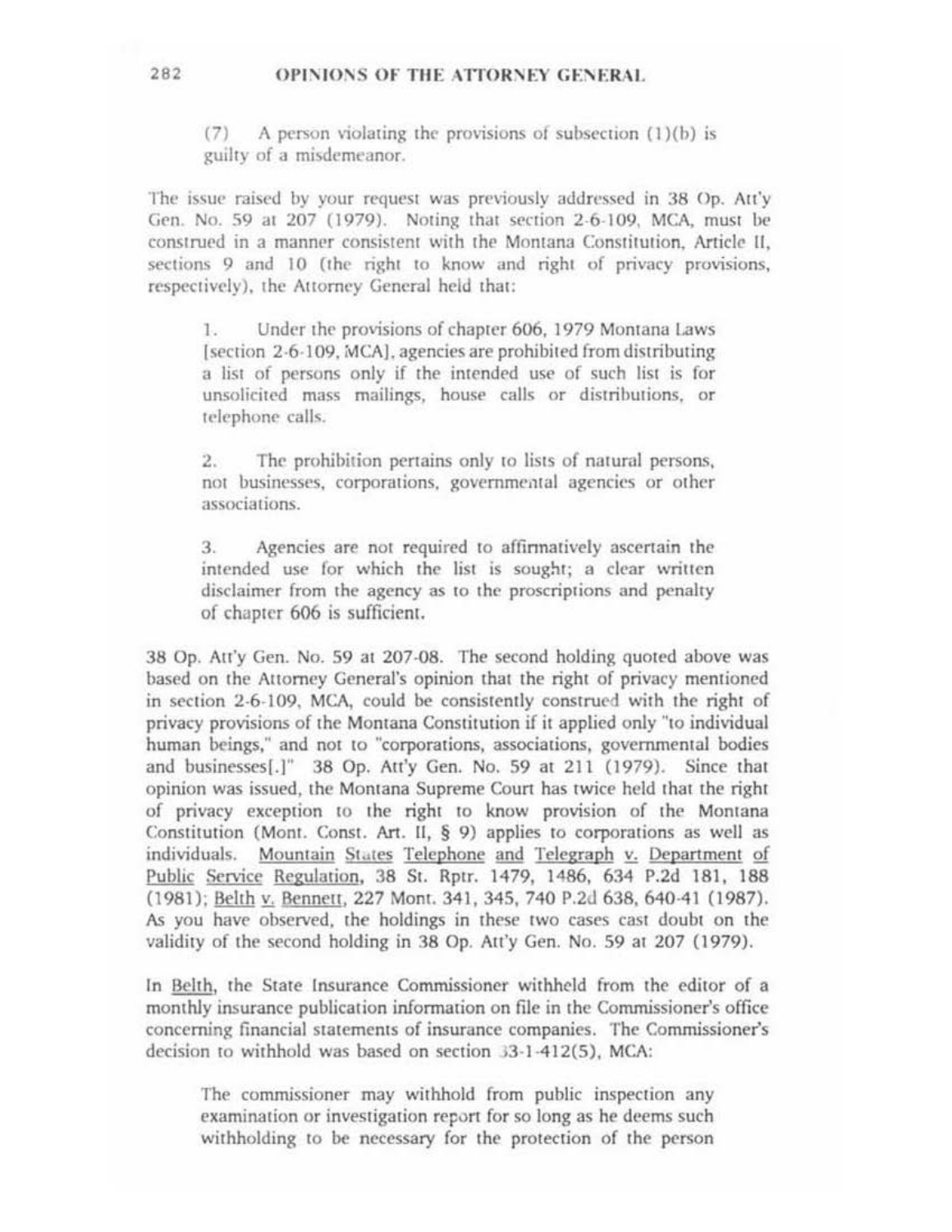(7) A person violating the provisions of subsection (1)(b) is guilty of a misdemeanor.

The issue raised by your request was previously addressed in 38 Op. Att'y Gen. No. 59 at 207 (1979). Noting that section 2-6-109, MCA, must be construed in a manner consistent with the Montana Constitution, Article II, sections 9 and 10 (the right to know and right of privacy provisions, respectively), the Attorney General held that:

> 1. Under the provisions of chapter 606, 1979 Montana Laws [section 2-6-109, MCA], agencies are prohibited from distributing a list of persons only if the intended use of such list is for unsolicited mass mailings, house calls or distributions, or telephone calls.
>
> 2. The prohibition pertains only to lists of natural persons, not businesses, corporations, governmental agencies or other associations.
>
> 3. Agencies are not required to affirmatively ascertain the intended use for which the list is sought; a clear written disclaimer from the agency as to the proscriptions and penalty of chapter 606 is sufficient.

38 Op. Att'y Gen. No. 59 at 207-08. The second holding quoted above was based on the Attorney General's opinion that the right of privacy mentioned in section 2-6-109, MCA, could be consistently construed with the right of privacy provisions of the Montana Constitution if it applied only "to individual human beings," and not to "corporations, associations, governmental bodies and businesses[.]" 38 Op. Att'y Gen. No. 59 at 211 (1979). Since that opinion was issued, the Montana Supreme Court has twice held that the right of privacy exception to the right to know provision of the Montana Constitution (Mont. Const. Art. II, § 9) applies to corporations as well as individuals. Mountain States Telephone and Telegraph v. Department of Public Service Regulation, 38 St. Rptr. 1479, 1486, 634 P.2d 181, 188 (1981); Belth v. Bennett, 227 Mont. 341, 345, 740 P.2d 638, 640-41 (1987). As you have observed, the holdings in these two cases cast doubt on the validity of the second holding in 38 Op. Att'y Gen. No. 59 at 207 (1979).

In Belth, the State Insurance Commissioner withheld from the editor of a monthly insurance publication information on file in the Commissioner's office concerning financial statements of insurance companies. The Commissioner's decision to withhold was based on section 33-1-412(5), MCA:

> The commissioner may withhold from public inspection any examination or investigation report for so long as he deems such withholding to be necessary for the protection of the person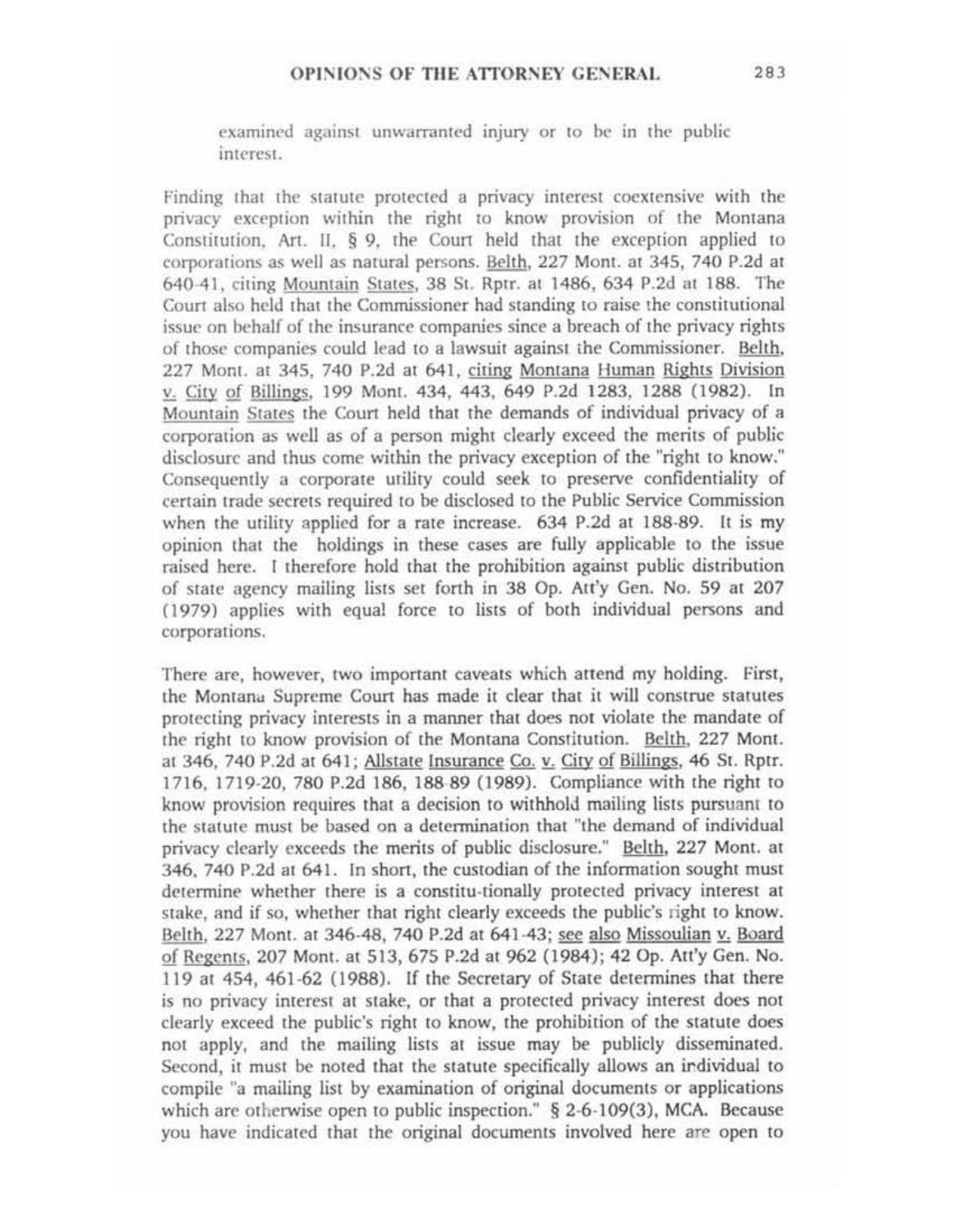examined against unwarranted injury or to be in the public interest.

Finding that the statute protected a privacy interest coextensive with the privacy exception within the right to know provision of the Montana Constitution, Art. II, § 9, the Court held that the exception applied to corporations as well as natural persons. Belth, 227 Mont. at 345, 740 P.2d at 640-41, citing Mountain States, 38 St. Rptr. at 1486, 634 P.2d at 188. The Court also held that the Commissioner had standing to raise the constitutional issue on behalf of the insurance companies since a breach of the privacy rights of those companies could lead to a lawsuit against the Commissioner. Belth, 227 Mont. at 345, 740 P.2d at 641, citing Montana Human Rights Division v. City of Billings, 199 Mont. 434, 443, 649 P.2d 1283, 1288 (1982). In Mountain States the Court held that the demands of individual privacy of a corporation as well as of a person might clearly exceed the merits of public disclosure and thus come within the privacy exception of the "right to know." Consequently a corporate utility could seek to preserve confidentiality of certain trade secrets required to be disclosed to the Public Service Commission when the utility applied for a rate increase. 634 P.2d at 188-89. It is my opinion that the holdings in these cases are fully applicable to the issue raised here. I therefore hold that the prohibition against public distribution of state agency mailing lists set forth in 38 Op. Att'y Gen. No. 59 at 207 (1979) applies with equal force to lists of both individual persons and corporations.

There are, however, two important caveats which attend my holding. First, the Montana Supreme Court has made it clear that it will construe statutes protecting privacy interests in a manner that does not violate the mandate of the right to know provision of the Montana Constitution. Belth, 227 Mont. at 346, 740 P.2d at 641; Allstate Insurance Co. v. City of Billings, 46 St. Rptr. 1716, 1719-20, 780 P.2d 186, 188-89 (1989). Compliance with the right to know provision requires that a decision to withhold mailing lists pursuant to the statute must be based on a determination that "the demand of individual privacy clearly exceeds the merits of public disclosure." Belth, 227 Mont. at 346, 740 P.2d at 641. In short, the custodian of the information sought must determine whether there is a constitu-tionally protected privacy interest at stake, and if so, whether that right clearly exceeds the public's right to know. Belth, 227 Mont. at 346-48, 740 P.2d at 641-43; see also Missoulian v. Board of Regents, 207 Mont. at 513, 675 P.2d at 962 (1984); 42 Op. Att'y Gen. No. 119 at 454, 461-62 (1988). If the Secretary of State determines that there is no privacy interest at stake, or that a protected privacy interest does not clearly exceed the public's right to know, the prohibition of the statute does not apply, and the mailing lists at issue may be publicly disseminated. Second, it must be noted that the statute specifically allows an individual to compile "a mailing list by examination of original documents or applications which are otherwise open to public inspection." § 2-6-109(3), MCA. Because you have indicated that the original documents involved here are open to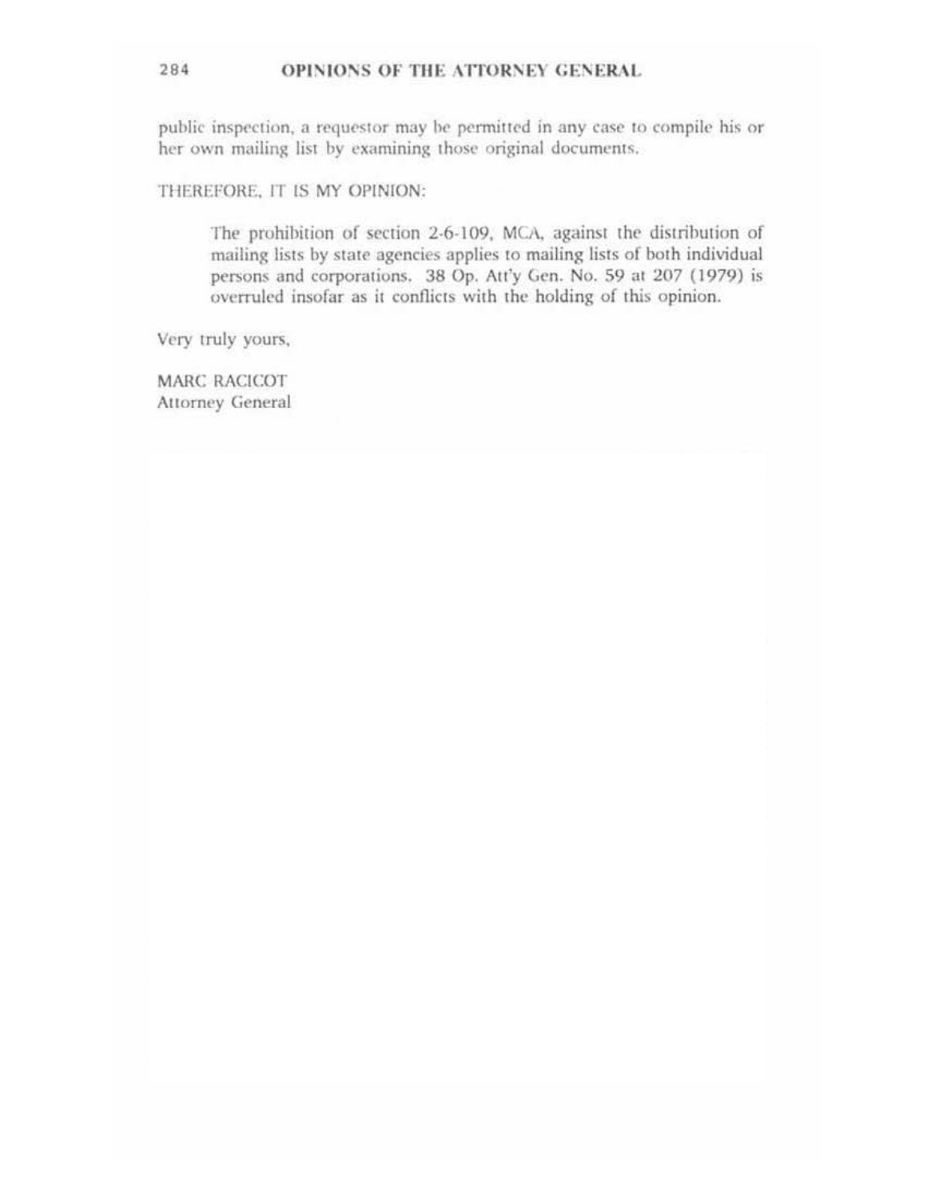public inspection, a requestor may be permitted in any case to compile his or her own mailing list by examining those original documents.

THEREFORE, IT IS MY OPINION:

> The prohibition of section 2-6-109, MCA, against the distribution of mailing lists by state agencies applies to mailing lists of both individual persons and corporations. 38 Op. Att'y Gen. No. 59 at 207 (1979) is overruled insofar as it conflicts with the holding of this opinion.

Very truly yours,

MARC RACICOT
Attorney General